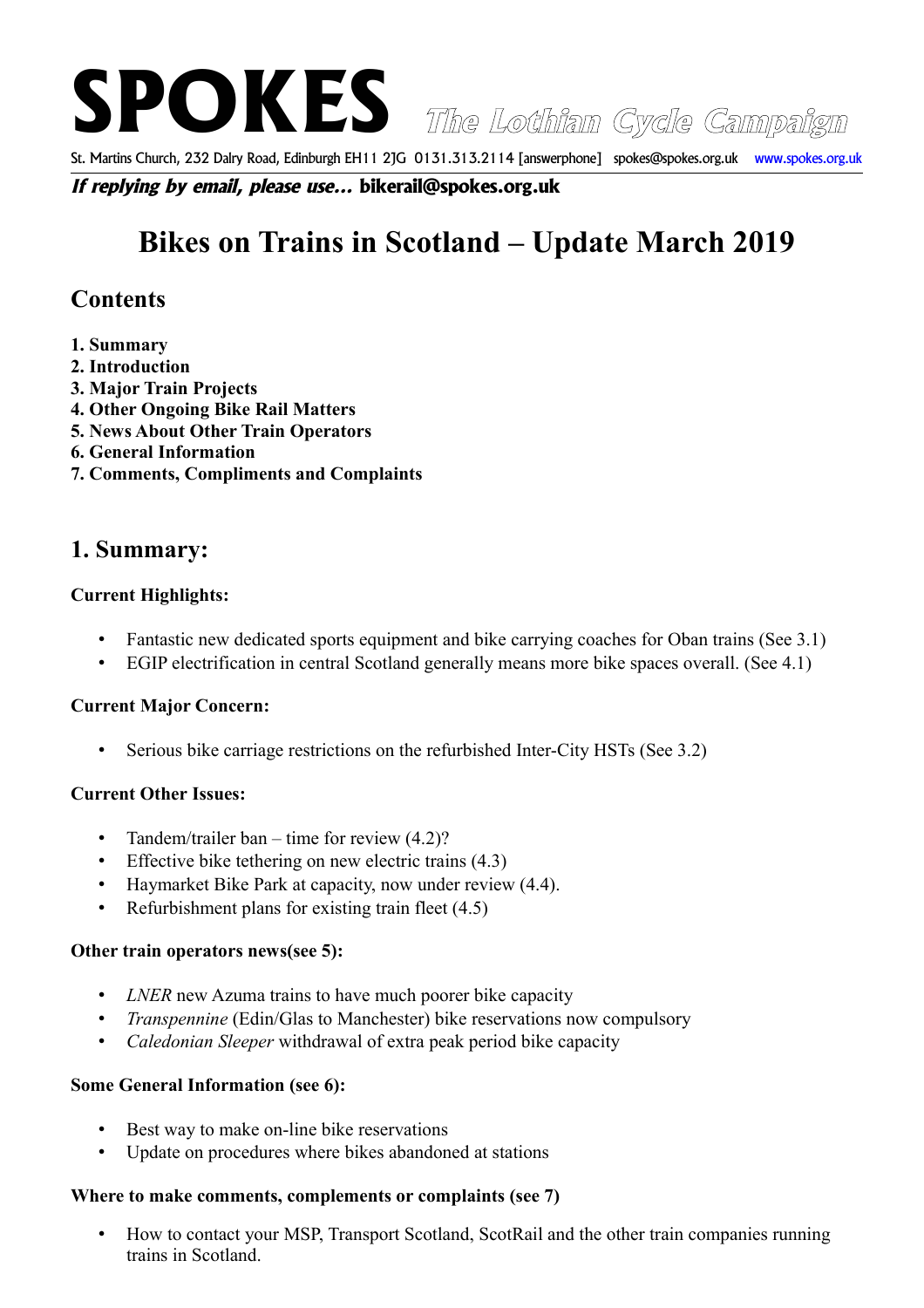# SPOKES *The Lothian Cycle Campaign*

St. Martins Church, 232 Dalry Road, Edinburgh EH11 2JG 0131.313.2114 [answerphone] spokes@spokes.org.uk www.spokes.org.uk

***If replying by email, please use...*** **bikerail@spokes.org.uk**

# Bikes on Trains in Scotland – Update March 2019

## Contents

**1. Summary**
**2. Introduction**
**3. Major Train Projects**
**4. Other Ongoing Bike Rail Matters**
**5. News About Other Train Operators**
**6. General Information**
**7. Comments, Compliments and Complaints**

## 1. Summary:

**Current Highlights:**

- Fantastic new dedicated sports equipment and bike carrying coaches for Oban trains (See 3.1)
- EGIP electrification in central Scotland generally means more bike spaces overall. (See 4.1)

**Current Major Concern:**

- Serious bike carriage restrictions on the refurbished Inter-City HSTs (See 3.2)

**Current Other Issues:**

- Tandem/trailer ban – time for review (4.2)?
- Effective bike tethering on new electric trains (4.3)
- Haymarket Bike Park at capacity, now under review (4.4).
- Refurbishment plans for existing train fleet (4.5)

**Other train operators news(see 5):**

- *LNER* new Azuma trains to have much poorer bike capacity
- *Transpennine* (Edin/Glas to Manchester) bike reservations now compulsory
- *Caledonian Sleeper* withdrawal of extra peak period bike capacity

**Some General Information (see 6):**

- Best way to make on-line bike reservations
- Update on procedures where bikes abandoned at stations

**Where to make comments, complements or complaints (see 7)**

- How to contact your MSP, Transport Scotland, ScotRail and the other train companies running trains in Scotland.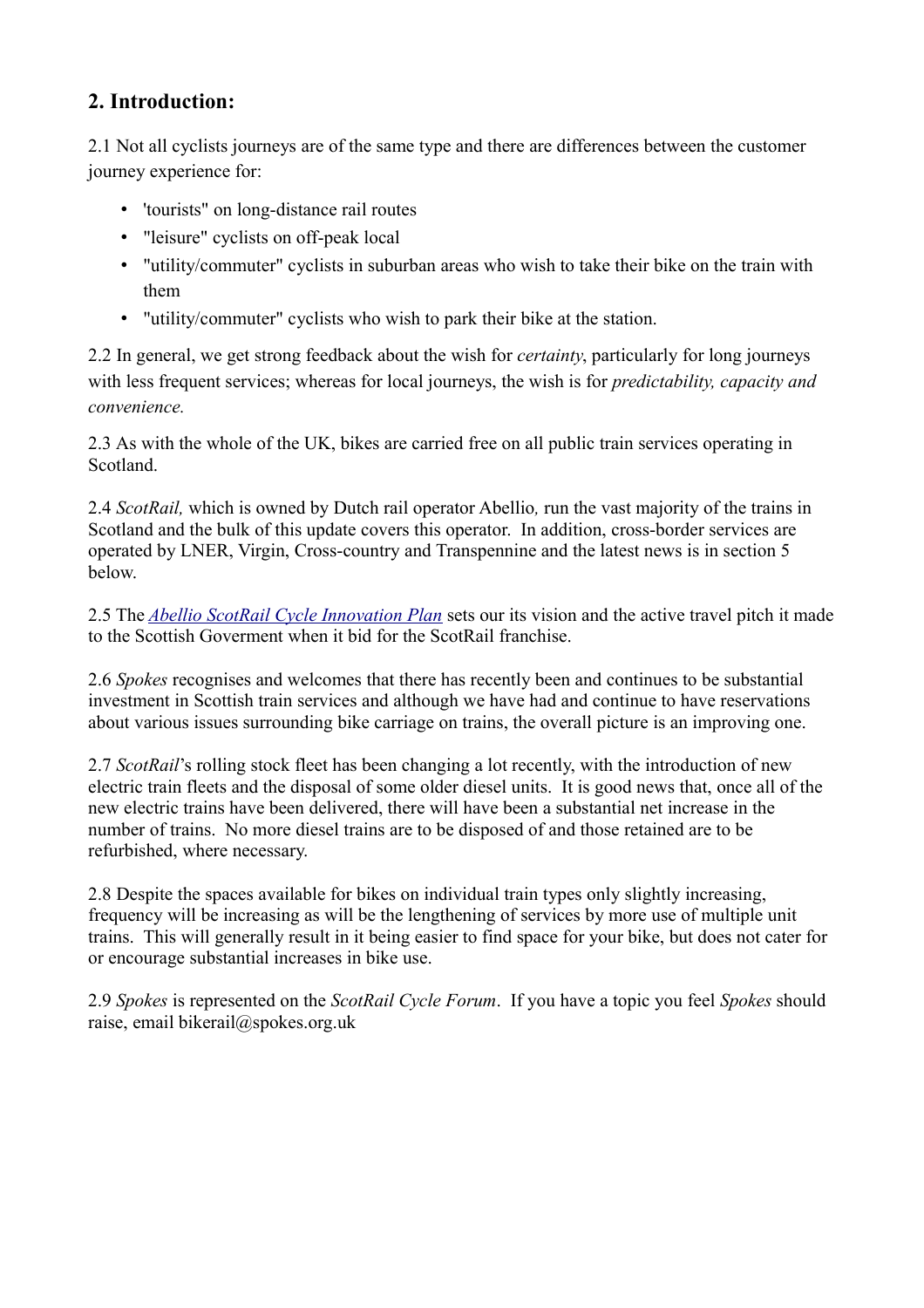## 2. Introduction:

2.1 Not all cyclists journeys are of the same type and there are differences between the customer journey experience for:

- 'tourists" on long-distance rail routes
- "leisure" cyclists on off-peak local
- "utility/commuter" cyclists in suburban areas who wish to take their bike on the train with them
- "utility/commuter" cyclists who wish to park their bike at the station.

2.2 In general, we get strong feedback about the wish for *certainty*, particularly for long journeys with less frequent services; whereas for local journeys, the wish is for *predictability, capacity and convenience.*

2.3 As with the whole of the UK, bikes are carried free on all public train services operating in Scotland.

2.4 *ScotRail,* which is owned by Dutch rail operator Abellio*,* run the vast majority of the trains in Scotland and the bulk of this update covers this operator. In addition, cross-border services are operated by LNER, Virgin, Cross-country and Transpennine and the latest news is in section 5 below.

2.5 The *Abellio ScotRail Cycle Innovation Plan* sets our its vision and the active travel pitch it made to the Scottish Goverment when it bid for the ScotRail franchise.

2.6 *Spokes* recognises and welcomes that there has recently been and continues to be substantial investment in Scottish train services and although we have had and continue to have reservations about various issues surrounding bike carriage on trains, the overall picture is an improving one.

2.7 *ScotRail*'s rolling stock fleet has been changing a lot recently, with the introduction of new electric train fleets and the disposal of some older diesel units. It is good news that, once all of the new electric trains have been delivered, there will have been a substantial net increase in the number of trains. No more diesel trains are to be disposed of and those retained are to be refurbished, where necessary.

2.8 Despite the spaces available for bikes on individual train types only slightly increasing, frequency will be increasing as will be the lengthening of services by more use of multiple unit trains. This will generally result in it being easier to find space for your bike, but does not cater for or encourage substantial increases in bike use.

2.9 *Spokes* is represented on the *ScotRail Cycle Forum*. If you have a topic you feel *Spokes* should raise, email bikerail@spokes.org.uk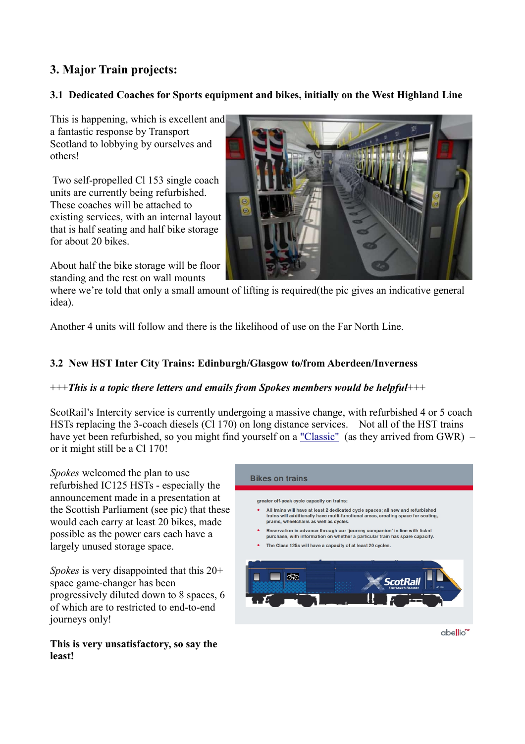## 3. Major Train projects:

### 3.1 Dedicated Coaches for Sports equipment and bikes, initially on the West Highland Line

This is happening, which is excellent and a fantastic response by Transport Scotland to lobbying by ourselves and others!

Two self-propelled Cl 153 single coach units are currently being refurbished. These coaches will be attached to existing services, with an internal layout that is half seating and half bike storage for about 20 bikes.

About half the bike storage will be floor standing and the rest on wall mounts where we're told that only a small amount of lifting is required(the pic gives an indicative general idea).

Another 4 units will follow and there is the likelihood of use on the Far North Line.

### 3.2 New HST Inter City Trains: Edinburgh/Glasgow to/from Aberdeen/Inverness

+++***This is a topic there letters and emails from Spokes members would be helpful***+++

ScotRail's Intercity service is currently undergoing a massive change, with refurbished 4 or 5 coach HSTs replacing the 3-coach diesels (Cl 170) on long distance services. Not all of the HST trains have yet been refurbished, so you might find yourself on a "Classic" (as they arrived from GWR) – or it might still be a Cl 170!

*Spokes* welcomed the plan to use refurbished IC125 HSTs - especially the announcement made in a presentation at the Scottish Parliament (see pic) that these would each carry at least 20 bikes, made possible as the power cars each have a largely unused storage space.

*Spokes* is very disappointed that this 20+ space game-changer has been progressively diluted down to 8 spaces, 6 of which are to restricted to end-to-end journeys only!

**This is very unsatisfactory, so say the least!**

Bikes on trains

greater off-peak cycle capacity on trains:

- All trains will have at least 2 dedicated cycle spaces; all new and refurbished trains will additionally have multi-functional areas, creating space for seating, prams, wheelchairs as well as cycles.
- Reservation in advance through our 'journey companion' in line with ticket purchase, with information on whether a particular train has spare capacity.
- The Class 125s will have a capacity of at least 20 cycles.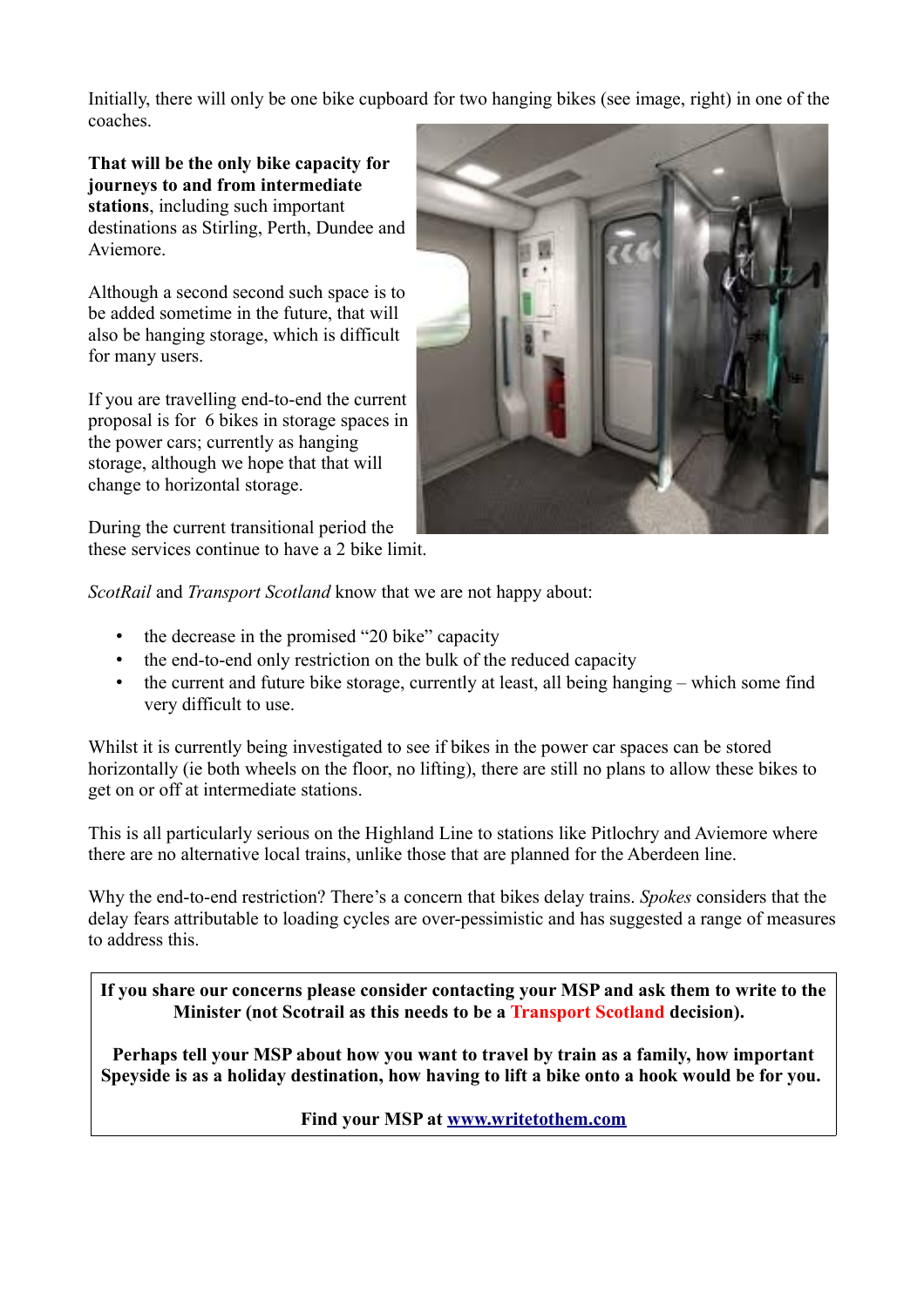Initially, there will only be one bike cupboard for two hanging bikes (see image, right) in one of the coaches.

**That will be the only bike capacity for journeys to and from intermediate stations**, including such important destinations as Stirling, Perth, Dundee and Aviemore.

Although a second second such space is to be added sometime in the future, that will also be hanging storage, which is difficult for many users.

If you are travelling end-to-end the current proposal is for 6 bikes in storage spaces in the power cars; currently as hanging storage, although we hope that that will change to horizontal storage.

During the current transitional period the these services continue to have a 2 bike limit.

*ScotRail* and *Transport Scotland* know that we are not happy about:

- the decrease in the promised "20 bike" capacity
- the end-to-end only restriction on the bulk of the reduced capacity
- the current and future bike storage, currently at least, all being hanging – which some find very difficult to use.

Whilst it is currently being investigated to see if bikes in the power car spaces can be stored horizontally (ie both wheels on the floor, no lifting), there are still no plans to allow these bikes to get on or off at intermediate stations.

This is all particularly serious on the Highland Line to stations like Pitlochry and Aviemore where there are no alternative local trains, unlike those that are planned for the Aberdeen line.

Why the end-to-end restriction? There's a concern that bikes delay trains. *Spokes* considers that the delay fears attributable to loading cycles are over-pessimistic and has suggested a range of measures to address this.

**If you share our concerns please consider contacting your MSP and ask them to write to the Minister (not Scotrail as this needs to be a Transport Scotland decision).**

**Perhaps tell your MSP about how you want to travel by train as a family, how important Speyside is as a holiday destination, how having to lift a bike onto a hook would be for you.**

**Find your MSP at [www.writetothem.com](http://www.writetothem.com)**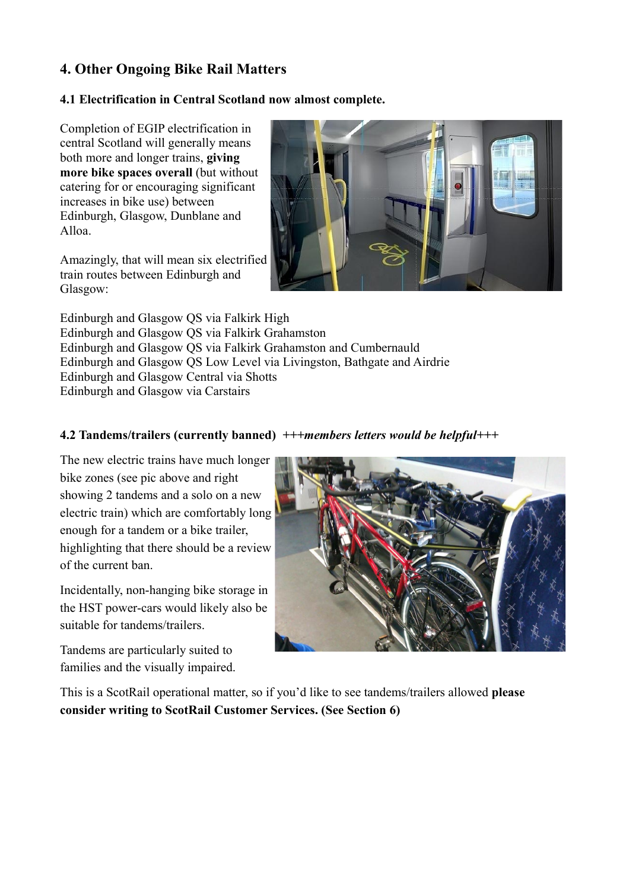## 4. Other Ongoing Bike Rail Matters

### 4.1 Electrification in Central Scotland now almost complete.

Completion of EGIP electrification in central Scotland will generally means both more and longer trains, **giving more bike spaces overall** (but without catering for or encouraging significant increases in bike use) between Edinburgh, Glasgow, Dunblane and Alloa.

Amazingly, that will mean six electrified train routes between Edinburgh and Glasgow:

Edinburgh and Glasgow QS via Falkirk High
Edinburgh and Glasgow QS via Falkirk Grahamston
Edinburgh and Glasgow QS via Falkirk Grahamston and Cumbernauld
Edinburgh and Glasgow QS Low Level via Livingston, Bathgate and Airdrie
Edinburgh and Glasgow Central via Shotts
Edinburgh and Glasgow via Carstairs

### 4.2 Tandems/trailers (currently banned) *+++members letters would be helpful+++*

The new electric trains have much longer bike zones (see pic above and right showing 2 tandems and a solo on a new electric train) which are comfortably long enough for a tandem or a bike trailer, highlighting that there should be a review of the current ban.

Incidentally, non-hanging bike storage in the HST power-cars would likely also be suitable for tandems/trailers.

Tandems are particularly suited to families and the visually impaired.

This is a ScotRail operational matter, so if you'd like to see tandems/trailers allowed **please consider writing to ScotRail Customer Services. (See Section 6)**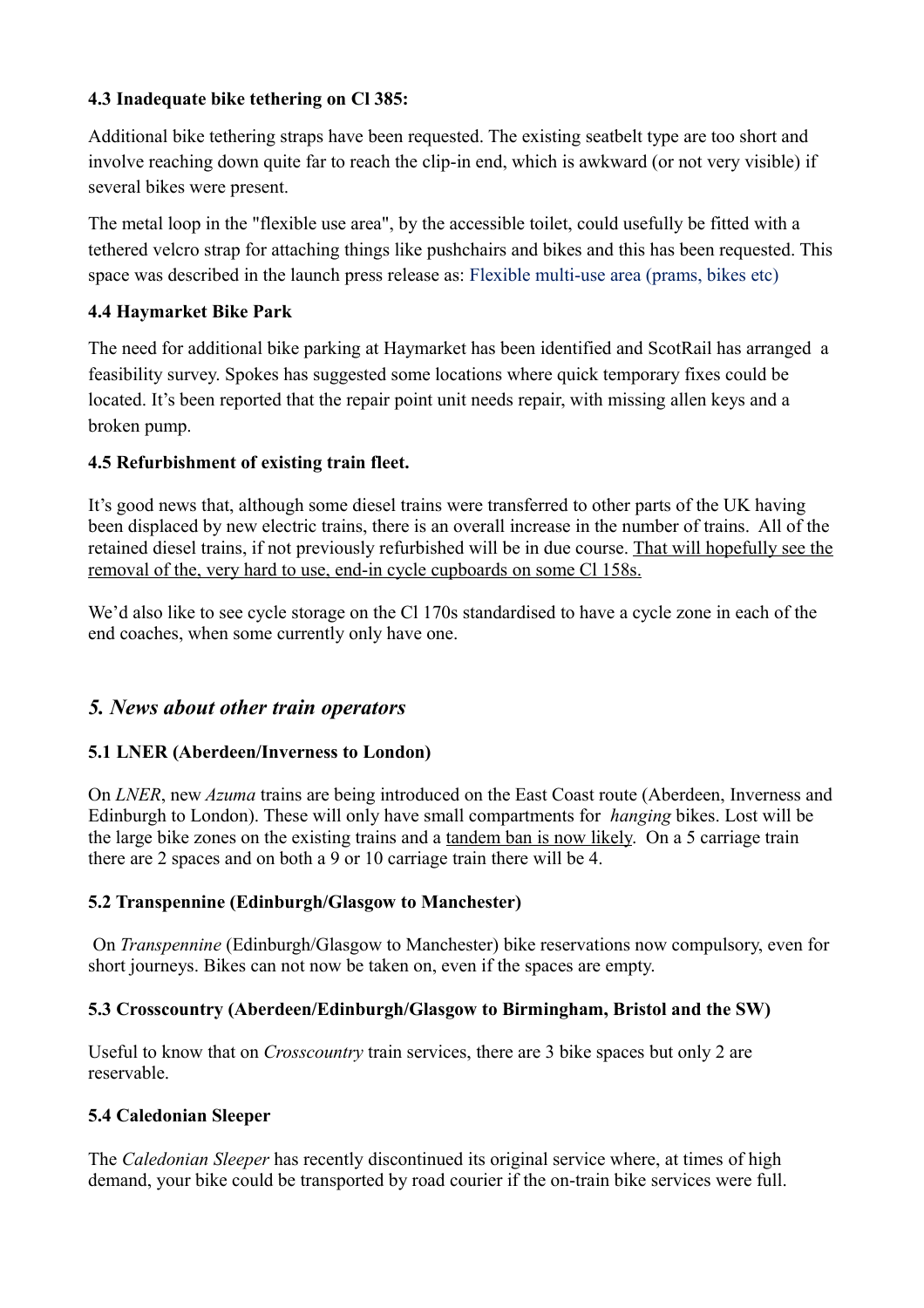**4.3 Inadequate bike tethering on Cl 385:**

Additional bike tethering straps have been requested. The existing seatbelt type are too short and involve reaching down quite far to reach the clip-in end, which is awkward (or not very visible) if several bikes were present.

The metal loop in the "flexible use area", by the accessible toilet, could usefully be fitted with a tethered velcro strap for attaching things like pushchairs and bikes and this has been requested. This space was described in the launch press release as: Flexible multi-use area (prams, bikes etc)

**4.4 Haymarket Bike Park**

The need for additional bike parking at Haymarket has been identified and ScotRail has arranged a feasibility survey. Spokes has suggested some locations where quick temporary fixes could be located. It's been reported that the repair point unit needs repair, with missing allen keys and a broken pump.

**4.5 Refurbishment of existing train fleet.**

It's good news that, although some diesel trains were transferred to other parts of the UK having been displaced by new electric trains, there is an overall increase in the number of trains. All of the retained diesel trains, if not previously refurbished will be in due course. <u>That will hopefully see the removal of the, very hard to use, end-in cycle cupboards on some Cl 158s.</u>

We'd also like to see cycle storage on the Cl 170s standardised to have a cycle zone in each of the end coaches, when some currently only have one.

## *5. News about other train operators*

**5.1 LNER (Aberdeen/Inverness to London)**

On *LNER*, new *Azuma* trains are being introduced on the East Coast route (Aberdeen, Inverness and Edinburgh to London). These will only have small compartments for *hanging* bikes. Lost will be the large bike zones on the existing trains and a <u>tandem ban is now likely</u>. On a 5 carriage train there are 2 spaces and on both a 9 or 10 carriage train there will be 4.

**5.2 Transpennine (Edinburgh/Glasgow to Manchester)**

On *Transpennine* (Edinburgh/Glasgow to Manchester) bike reservations now compulsory, even for short journeys. Bikes can not now be taken on, even if the spaces are empty.

**5.3 Crosscountry (Aberdeen/Edinburgh/Glasgow to Birmingham, Bristol and the SW)**

Useful to know that on *Crosscountry* train services, there are 3 bike spaces but only 2 are reservable.

**5.4 Caledonian Sleeper**

The *Caledonian Sleeper* has recently discontinued its original service where, at times of high demand, your bike could be transported by road courier if the on-train bike services were full.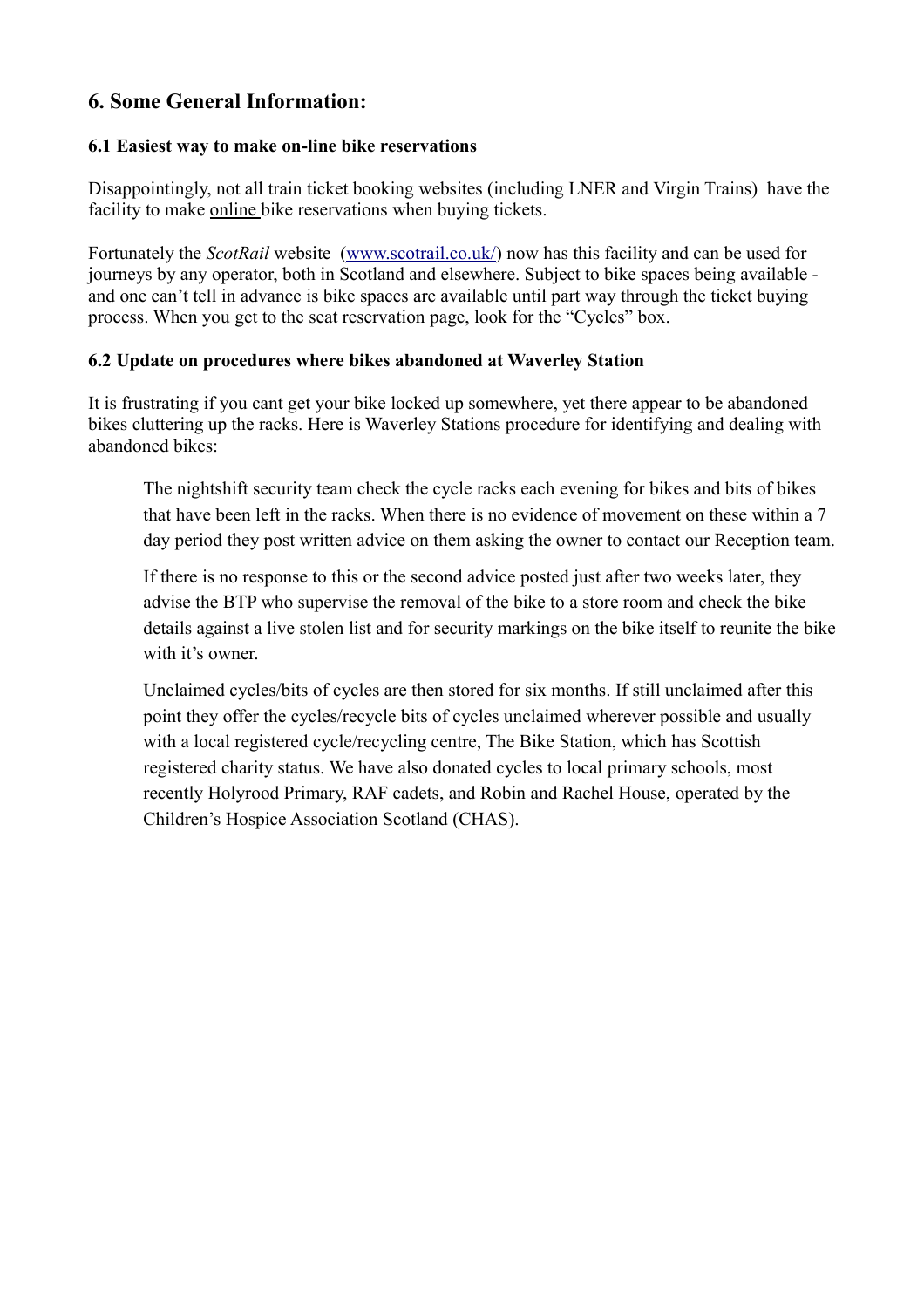## 6. Some General Information:

### 6.1 Easiest way to make on-line bike reservations

Disappointingly, not all train ticket booking websites (including LNER and Virgin Trains) have the facility to make online bike reservations when buying tickets.

Fortunately the *ScotRail* website ([www.scotrail.co.uk/](www.scotrail.co.uk/)) now has this facility and can be used for journeys by any operator, both in Scotland and elsewhere. Subject to bike spaces being available - and one can't tell in advance is bike spaces are available until part way through the ticket buying process. When you get to the seat reservation page, look for the "Cycles" box.

### 6.2 Update on procedures where bikes abandoned at Waverley Station

It is frustrating if you cant get your bike locked up somewhere, yet there appear to be abandoned bikes cluttering up the racks. Here is Waverley Stations procedure for identifying and dealing with abandoned bikes:

> The nightshift security team check the cycle racks each evening for bikes and bits of bikes that have been left in the racks. When there is no evidence of movement on these within a 7 day period they post written advice on them asking the owner to contact our Reception team.
>
> If there is no response to this or the second advice posted just after two weeks later, they advise the BTP who supervise the removal of the bike to a store room and check the bike details against a live stolen list and for security markings on the bike itself to reunite the bike with it's owner.
>
> Unclaimed cycles/bits of cycles are then stored for six months. If still unclaimed after this point they offer the cycles/recycle bits of cycles unclaimed wherever possible and usually with a local registered cycle/recycling centre, The Bike Station, which has Scottish registered charity status. We have also donated cycles to local primary schools, most recently Holyrood Primary, RAF cadets, and Robin and Rachel House, operated by the Children's Hospice Association Scotland (CHAS).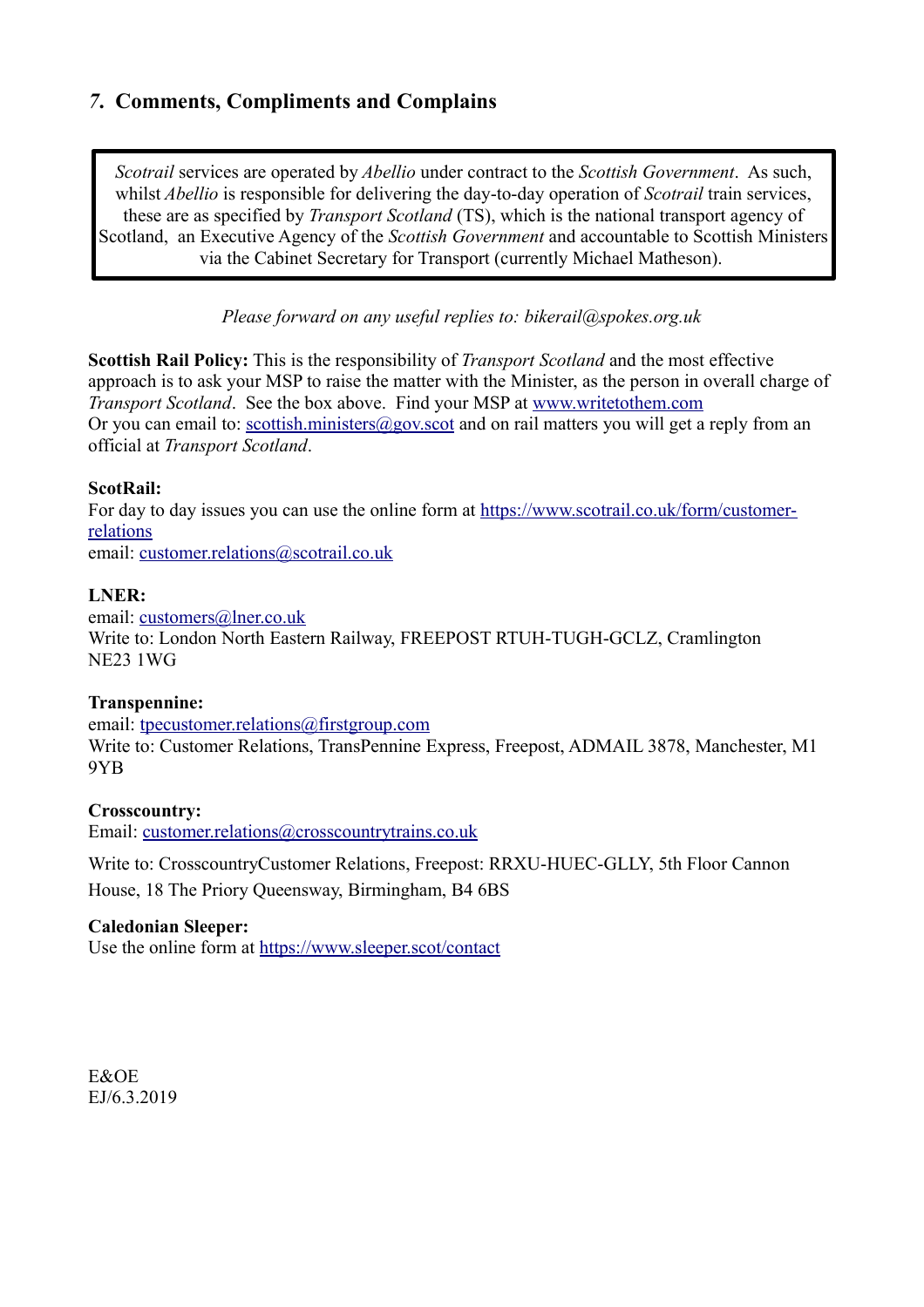## *7.* Comments, Compliments and Complains

> *Scotrail* services are operated by *Abellio* under contract to the *Scottish Government*. As such, whilst *Abellio* is responsible for delivering the day-to-day operation of *Scotrail* train services, these are as specified by *Transport Scotland* (TS), which is the national transport agency of Scotland, an Executive Agency of the *Scottish Government* and accountable to Scottish Ministers via the Cabinet Secretary for Transport (currently Michael Matheson).

*Please forward on any useful replies to: bikerail@spokes.org.uk*

**Scottish Rail Policy:** This is the responsibility of *Transport Scotland* and the most effective approach is to ask your MSP to raise the matter with the Minister, as the person in overall charge of *Transport Scotland*. See the box above. Find your MSP at www.writetothem.com
Or you can email to: scottish.ministers@gov.scot and on rail matters you will get a reply from an official at *Transport Scotland*.

**ScotRail:**
For day to day issues you can use the online form at https://www.scotrail.co.uk/form/customer-relations
email: customer.relations@scotrail.co.uk

**LNER:**
email: customers@lner.co.uk
Write to: London North Eastern Railway, FREEPOST RTUH-TUGH-GCLZ, Cramlington NE23 1WG

**Transpennine:**
email: tpecustomer.relations@firstgroup.com
Write to: Customer Relations, TransPennine Express, Freepost, ADMAIL 3878, Manchester, M1 9YB

**Crosscountry:**
Email: customer.relations@crosscountrytrains.co.uk

Write to: CrosscountryCustomer Relations, Freepost: RRXU-HUEC-GLLY, 5th Floor Cannon House, 18 The Priory Queensway, Birmingham, B4 6BS

**Caledonian Sleeper:**
Use the online form at https://www.sleeper.scot/contact

E&OE
EJ/6.3.2019